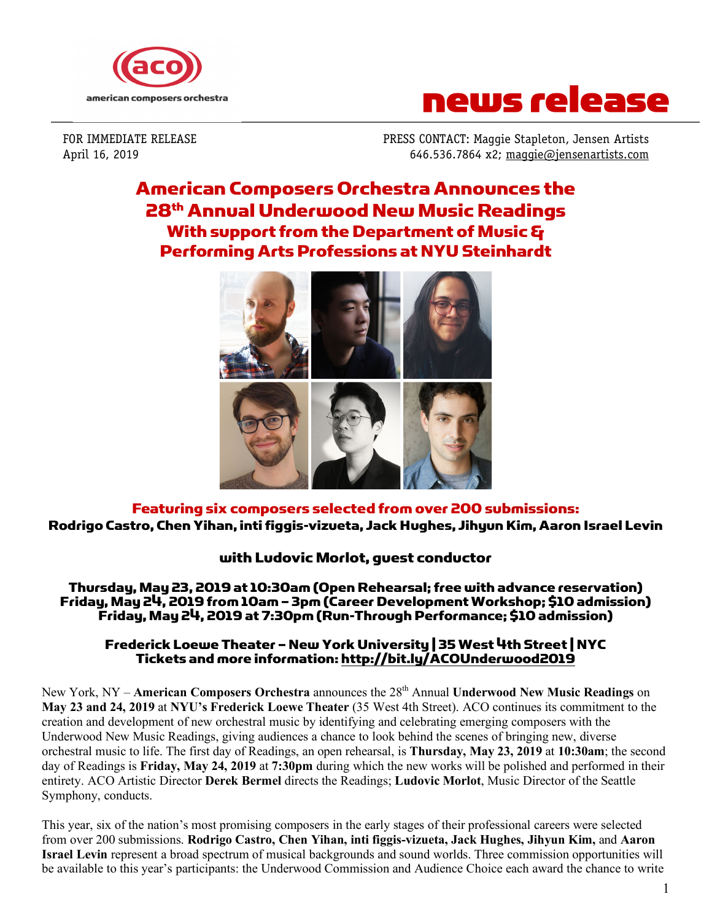american composers orchestra

# news release

FOR IMMEDIATE RELEASE
April 16, 2019

PRESS CONTACT: Maggie Stapleton, Jensen Artists
646.536.7864 x2; maggie@jensenartists.com

# American Composers Orchestra Announces the 28th Annual Underwood New Music Readings

## With support from the Department of Music & Performing Arts Professions at NYU Steinhardt

**Featuring six composers selected from over 200 submissions:**
**Rodrigo Castro, Chen Yihan, inti figgis-vizueta, Jack Hughes, Jihyun Kim, Aaron Israel Levin**

**with Ludovic Morlot, guest conductor**

**Thursday, May 23, 2019 at 10:30am (Open Rehearsal; free with advance reservation)**
**Friday, May 24, 2019 from 10am – 3pm (Career Development Workshop; $10 admission)**
**Friday, May 24, 2019 at 7:30pm (Run-Through Performance; $10 admission)**

**Frederick Loewe Theater – New York University | 35 West 4th Street | NYC**
**Tickets and more information: http://bit.ly/ACOUnderwood2019**

New York, NY – **American Composers Orchestra** announces the 28th Annual **Underwood New Music Readings** on **May 23 and 24, 2019** at **NYU's Frederick Loewe Theater** (35 West 4th Street). ACO continues its commitment to the creation and development of new orchestral music by identifying and celebrating emerging composers with the Underwood New Music Readings, giving audiences a chance to look behind the scenes of bringing new, diverse orchestral music to life. The first day of Readings, an open rehearsal, is **Thursday, May 23, 2019** at **10:30am**; the second day of Readings is **Friday, May 24, 2019** at **7:30pm** during which the new works will be polished and performed in their entirety. ACO Artistic Director **Derek Bermel** directs the Readings; **Ludovic Morlot**, Music Director of the Seattle Symphony, conducts.

This year, six of the nation's most promising composers in the early stages of their professional careers were selected from over 200 submissions. **Rodrigo Castro, Chen Yihan, inti figgis-vizueta, Jack Hughes, Jihyun Kim,** and **Aaron Israel Levin** represent a broad spectrum of musical backgrounds and sound worlds. Three commission opportunities will be available to this year's participants: the Underwood Commission and Audience Choice each award the chance to write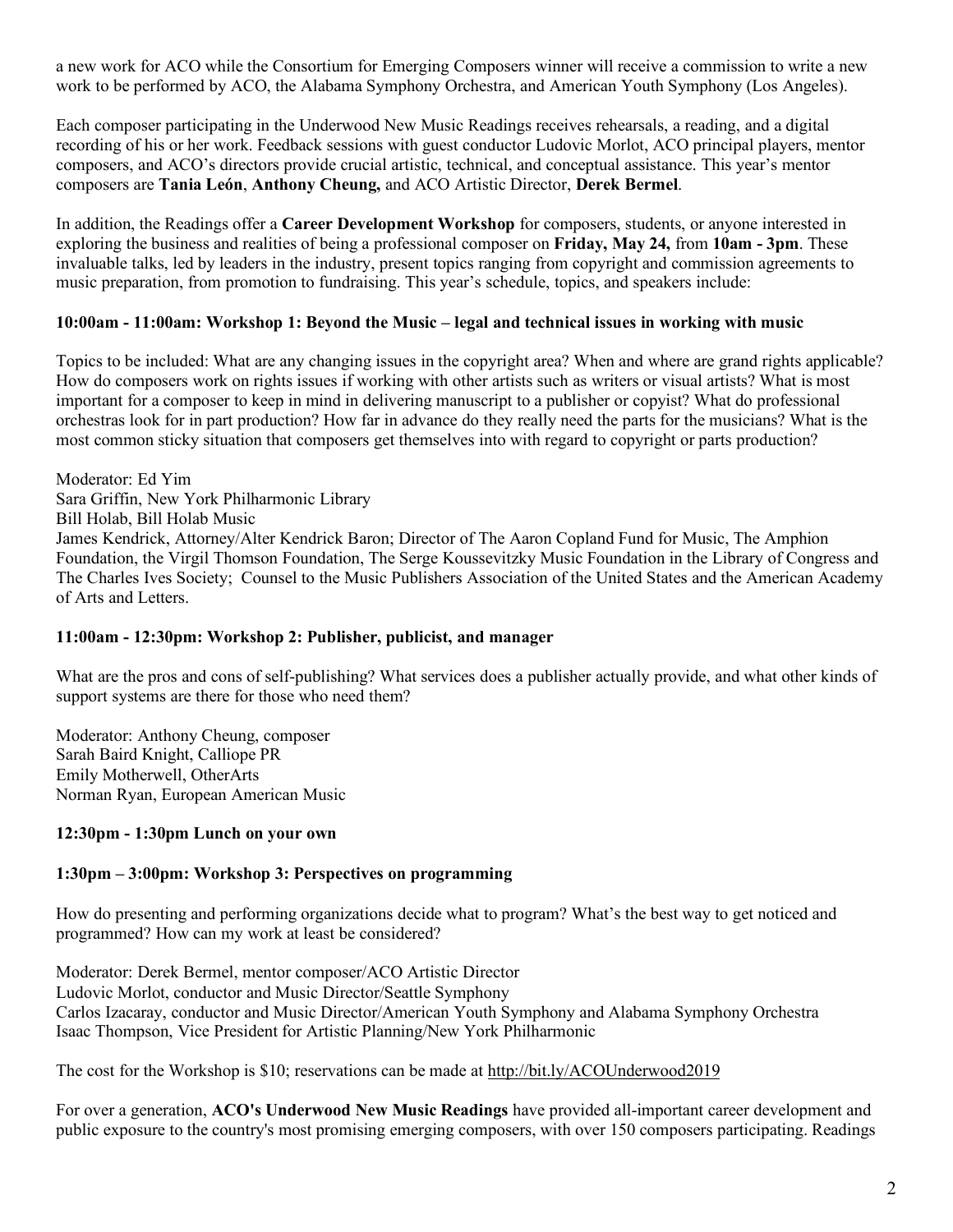a new work for ACO while the Consortium for Emerging Composers winner will receive a commission to write a new work to be performed by ACO, the Alabama Symphony Orchestra, and American Youth Symphony (Los Angeles).

Each composer participating in the Underwood New Music Readings receives rehearsals, a reading, and a digital recording of his or her work. Feedback sessions with guest conductor Ludovic Morlot, ACO principal players, mentor composers, and ACO's directors provide crucial artistic, technical, and conceptual assistance. This year's mentor composers are **Tania León**, **Anthony Cheung,** and ACO Artistic Director, **Derek Bermel**.

In addition, the Readings offer a **Career Development Workshop** for composers, students, or anyone interested in exploring the business and realities of being a professional composer on **Friday, May 24,** from **10am - 3pm**. These invaluable talks, led by leaders in the industry, present topics ranging from copyright and commission agreements to music preparation, from promotion to fundraising. This year's schedule, topics, and speakers include:

**10:00am - 11:00am: Workshop 1: Beyond the Music – legal and technical issues in working with music**

Topics to be included: What are any changing issues in the copyright area? When and where are grand rights applicable? How do composers work on rights issues if working with other artists such as writers or visual artists? What is most important for a composer to keep in mind in delivering manuscript to a publisher or copyist? What do professional orchestras look for in part production? How far in advance do they really need the parts for the musicians? What is the most common sticky situation that composers get themselves into with regard to copyright or parts production?

Moderator: Ed Yim  
Sara Griffin, New York Philharmonic Library  
Bill Holab, Bill Holab Music  
James Kendrick, Attorney/Alter Kendrick Baron; Director of The Aaron Copland Fund for Music, The Amphion Foundation, the Virgil Thomson Foundation, The Serge Koussevitzky Music Foundation in the Library of Congress and The Charles Ives Society; Counsel to the Music Publishers Association of the United States and the American Academy of Arts and Letters.

**11:00am - 12:30pm: Workshop 2: Publisher, publicist, and manager**

What are the pros and cons of self-publishing? What services does a publisher actually provide, and what other kinds of support systems are there for those who need them?

Moderator: Anthony Cheung, composer  
Sarah Baird Knight, Calliope PR  
Emily Motherwell, OtherArts  
Norman Ryan, European American Music

**12:30pm - 1:30pm Lunch on your own**

**1:30pm – 3:00pm: Workshop 3: Perspectives on programming**

How do presenting and performing organizations decide what to program? What's the best way to get noticed and programmed? How can my work at least be considered?

Moderator: Derek Bermel, mentor composer/ACO Artistic Director  
Ludovic Morlot, conductor and Music Director/Seattle Symphony  
Carlos Izcaray, conductor and Music Director/American Youth Symphony and Alabama Symphony Orchestra  
Isaac Thompson, Vice President for Artistic Planning/New York Philharmonic

The cost for the Workshop is $10; reservations can be made at http://bit.ly/ACOUnderwood2019

For over a generation, **ACO's Underwood New Music Readings** have provided all-important career development and public exposure to the country's most promising emerging composers, with over 150 composers participating. Readings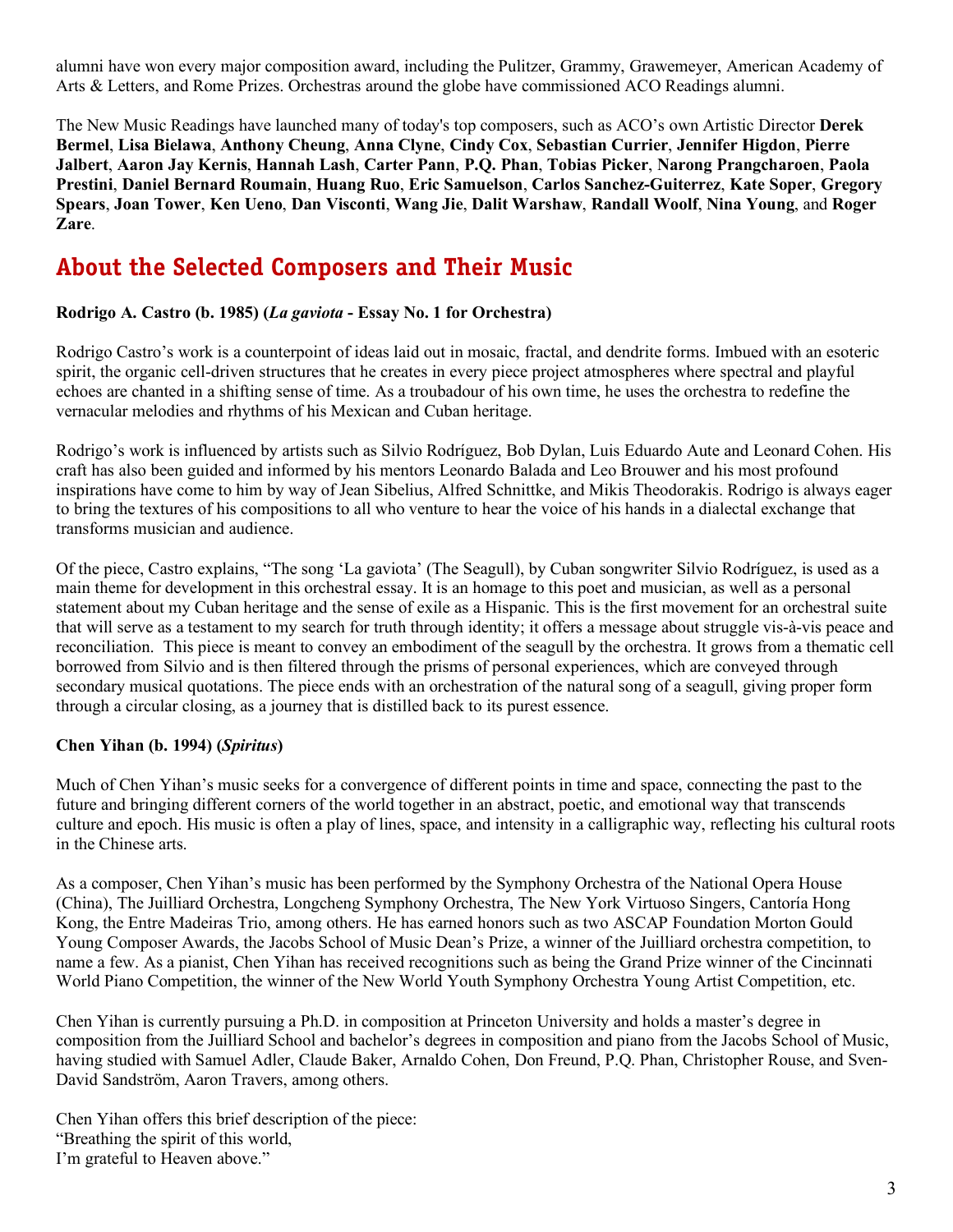alumni have won every major composition award, including the Pulitzer, Grammy, Grawemeyer, American Academy of Arts & Letters, and Rome Prizes. Orchestras around the globe have commissioned ACO Readings alumni.

The New Music Readings have launched many of today's top composers, such as ACO's own Artistic Director **Derek Bermel**, **Lisa Bielawa**, **Anthony Cheung**, **Anna Clyne**, **Cindy Cox**, **Sebastian Currier**, **Jennifer Higdon**, **Pierre Jalbert**, **Aaron Jay Kernis**, **Hannah Lash**, **Carter Pann**, **P.Q. Phan**, **Tobias Picker**, **Narong Prangcharoen**, **Paola Prestini**, **Daniel Bernard Roumain**, **Huang Ruo**, **Eric Samuelson**, **Carlos Sanchez-Guiterrez**, **Kate Soper**, **Gregory Spears**, **Joan Tower**, **Ken Ueno**, **Dan Visconti**, **Wang Jie**, **Dalit Warshaw**, **Randall Woolf**, **Nina Young**, and **Roger Zare**.

## About the Selected Composers and Their Music

**Rodrigo A. Castro (b. 1985) (*La gaviota* - Essay No. 1 for Orchestra)**

Rodrigo Castro's work is a counterpoint of ideas laid out in mosaic, fractal, and dendrite forms. Imbued with an esoteric spirit, the organic cell-driven structures that he creates in every piece project atmospheres where spectral and playful echoes are chanted in a shifting sense of time. As a troubadour of his own time, he uses the orchestra to redefine the vernacular melodies and rhythms of his Mexican and Cuban heritage.

Rodrigo's work is influenced by artists such as Silvio Rodríguez, Bob Dylan, Luis Eduardo Aute and Leonard Cohen. His craft has also been guided and informed by his mentors Leonardo Balada and Leo Brouwer and his most profound inspirations have come to him by way of Jean Sibelius, Alfred Schnittke, and Mikis Theodorakis. Rodrigo is always eager to bring the textures of his compositions to all who venture to hear the voice of his hands in a dialectal exchange that transforms musician and audience.

Of the piece, Castro explains, "The song 'La gaviota' (The Seagull), by Cuban songwriter Silvio Rodríguez, is used as a main theme for development in this orchestral essay. It is an homage to this poet and musician, as well as a personal statement about my Cuban heritage and the sense of exile as a Hispanic. This is the first movement for an orchestral suite that will serve as a testament to my search for truth through identity; it offers a message about struggle vis-à-vis peace and reconciliation. This piece is meant to convey an embodiment of the seagull by the orchestra. It grows from a thematic cell borrowed from Silvio and is then filtered through the prisms of personal experiences, which are conveyed through secondary musical quotations. The piece ends with an orchestration of the natural song of a seagull, giving proper form through a circular closing, as a journey that is distilled back to its purest essence.

**Chen Yihan (b. 1994) (*Spiritus*)**

Much of Chen Yihan's music seeks for a convergence of different points in time and space, connecting the past to the future and bringing different corners of the world together in an abstract, poetic, and emotional way that transcends culture and epoch. His music is often a play of lines, space, and intensity in a calligraphic way, reflecting his cultural roots in the Chinese arts.

As a composer, Chen Yihan's music has been performed by the Symphony Orchestra of the National Opera House (China), The Juilliard Orchestra, Longcheng Symphony Orchestra, The New York Virtuoso Singers, Cantoría Hong Kong, the Entre Madeiras Trio, among others. He has earned honors such as two ASCAP Foundation Morton Gould Young Composer Awards, the Jacobs School of Music Dean's Prize, a winner of the Juilliard orchestra competition, to name a few. As a pianist, Chen Yihan has received recognitions such as being the Grand Prize winner of the Cincinnati World Piano Competition, the winner of the New World Youth Symphony Orchestra Young Artist Competition, etc.

Chen Yihan is currently pursuing a Ph.D. in composition at Princeton University and holds a master's degree in composition from the Juilliard School and bachelor's degrees in composition and piano from the Jacobs School of Music, having studied with Samuel Adler, Claude Baker, Arnaldo Cohen, Don Freund, P.Q. Phan, Christopher Rouse, and Sven-David Sandström, Aaron Travers, among others.

Chen Yihan offers this brief description of the piece:
"Breathing the spirit of this world,
I'm grateful to Heaven above."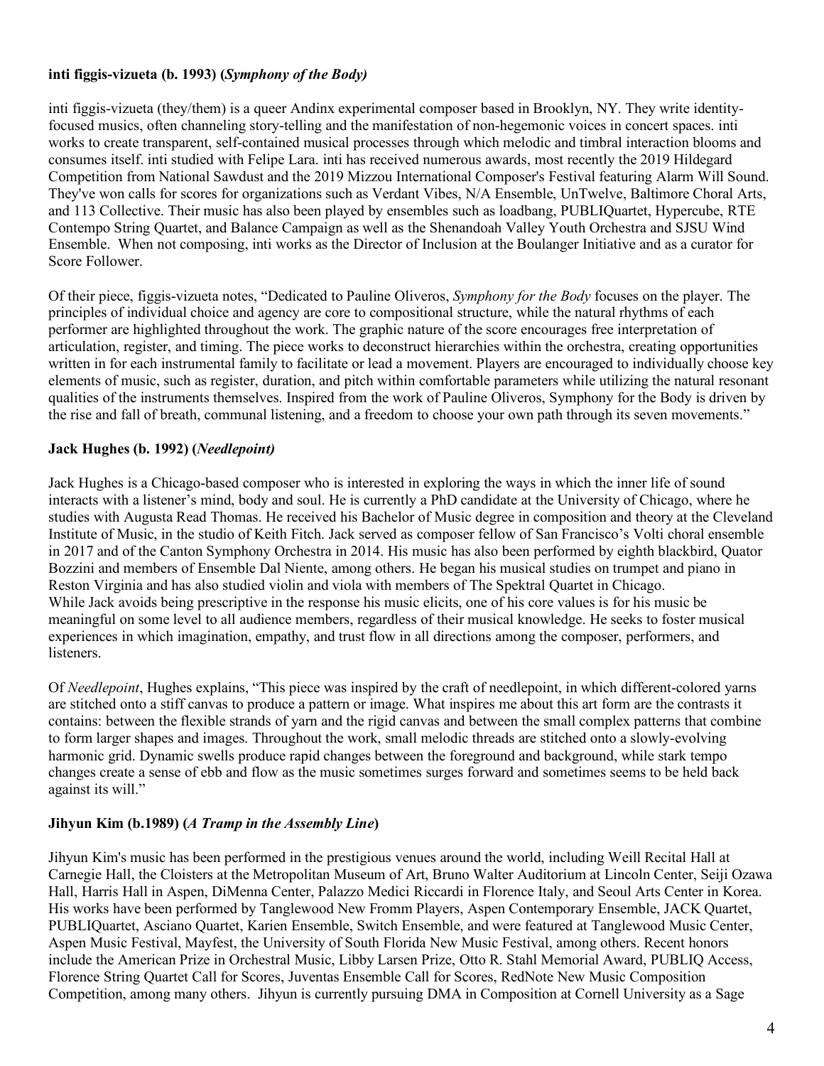**inti figgis-vizueta (b. 1993) (*Symphony of the Body)***

inti figgis-vizueta (they/them) is a queer Andinx experimental composer based in Brooklyn, NY. They write identity-focused musics, often channeling story-telling and the manifestation of non-hegemonic voices in concert spaces. inti works to create transparent, self-contained musical processes through which melodic and timbral interaction blooms and consumes itself. inti studied with Felipe Lara. inti has received numerous awards, most recently the 2019 Hildegard Competition from National Sawdust and the 2019 Mizzou International Composer's Festival featuring Alarm Will Sound. They've won calls for scores for organizations such as Verdant Vibes, N/A Ensemble, UnTwelve, Baltimore Choral Arts, and 113 Collective. Their music has also been played by ensembles such as loadbang, PUBLIQuartet, Hypercube, RTE Contempo String Quartet, and Balance Campaign as well as the Shenandoah Valley Youth Orchestra and SJSU Wind Ensemble. When not composing, inti works as the Director of Inclusion at the Boulanger Initiative and as a curator for Score Follower.

Of their piece, figgis-vizueta notes, "Dedicated to Pauline Oliveros, *Symphony for the Body* focuses on the player. The principles of individual choice and agency are core to compositional structure, while the natural rhythms of each performer are highlighted throughout the work. The graphic nature of the score encourages free interpretation of articulation, register, and timing. The piece works to deconstruct hierarchies within the orchestra, creating opportunities written in for each instrumental family to facilitate or lead a movement. Players are encouraged to individually choose key elements of music, such as register, duration, and pitch within comfortable parameters while utilizing the natural resonant qualities of the instruments themselves. Inspired from the work of Pauline Oliveros, Symphony for the Body is driven by the rise and fall of breath, communal listening, and a freedom to choose your own path through its seven movements."

**Jack Hughes (b. 1992) (*Needlepoint)***

Jack Hughes is a Chicago-based composer who is interested in exploring the ways in which the inner life of sound interacts with a listener's mind, body and soul. He is currently a PhD candidate at the University of Chicago, where he studies with Augusta Read Thomas. He received his Bachelor of Music degree in composition and theory at the Cleveland Institute of Music, in the studio of Keith Fitch. Jack served as composer fellow of San Francisco's Volti choral ensemble in 2017 and of the Canton Symphony Orchestra in 2014. His music has also been performed by eighth blackbird, Quator Bozzini and members of Ensemble Dal Niente, among others. He began his musical studies on trumpet and piano in Reston Virginia and has also studied violin and viola with members of The Spektral Quartet in Chicago.
While Jack avoids being prescriptive in the response his music elicits, one of his core values is for his music be meaningful on some level to all audience members, regardless of their musical knowledge. He seeks to foster musical experiences in which imagination, empathy, and trust flow in all directions among the composer, performers, and listeners.

Of *Needlepoint*, Hughes explains, "This piece was inspired by the craft of needlepoint, in which different-colored yarns are stitched onto a stiff canvas to produce a pattern or image. What inspires me about this art form are the contrasts it contains: between the flexible strands of yarn and the rigid canvas and between the small complex patterns that combine to form larger shapes and images. Throughout the work, small melodic threads are stitched onto a slowly-evolving harmonic grid. Dynamic swells produce rapid changes between the foreground and background, while stark tempo changes create a sense of ebb and flow as the music sometimes surges forward and sometimes seems to be held back against its will."

**Jihyun Kim (b.1989) (*A Tramp in the Assembly Line*)**

Jihyun Kim's music has been performed in the prestigious venues around the world, including Weill Recital Hall at Carnegie Hall, the Cloisters at the Metropolitan Museum of Art, Bruno Walter Auditorium at Lincoln Center, Seiji Ozawa Hall, Harris Hall in Aspen, DiMenna Center, Palazzo Medici Riccardi in Florence Italy, and Seoul Arts Center in Korea. His works have been performed by Tanglewood New Fromm Players, Aspen Contemporary Ensemble, JACK Quartet, PUBLIQuartet, Asciano Quartet, Karien Ensemble, Switch Ensemble, and were featured at Tanglewood Music Center, Aspen Music Festival, Mayfest, the University of South Florida New Music Festival, among others. Recent honors include the American Prize in Orchestral Music, Libby Larsen Prize, Otto R. Stahl Memorial Award, PUBLIQ Access, Florence String Quartet Call for Scores, Juventas Ensemble Call for Scores, RedNote New Music Composition Competition, among many others. Jihyun is currently pursuing DMA in Composition at Cornell University as a Sage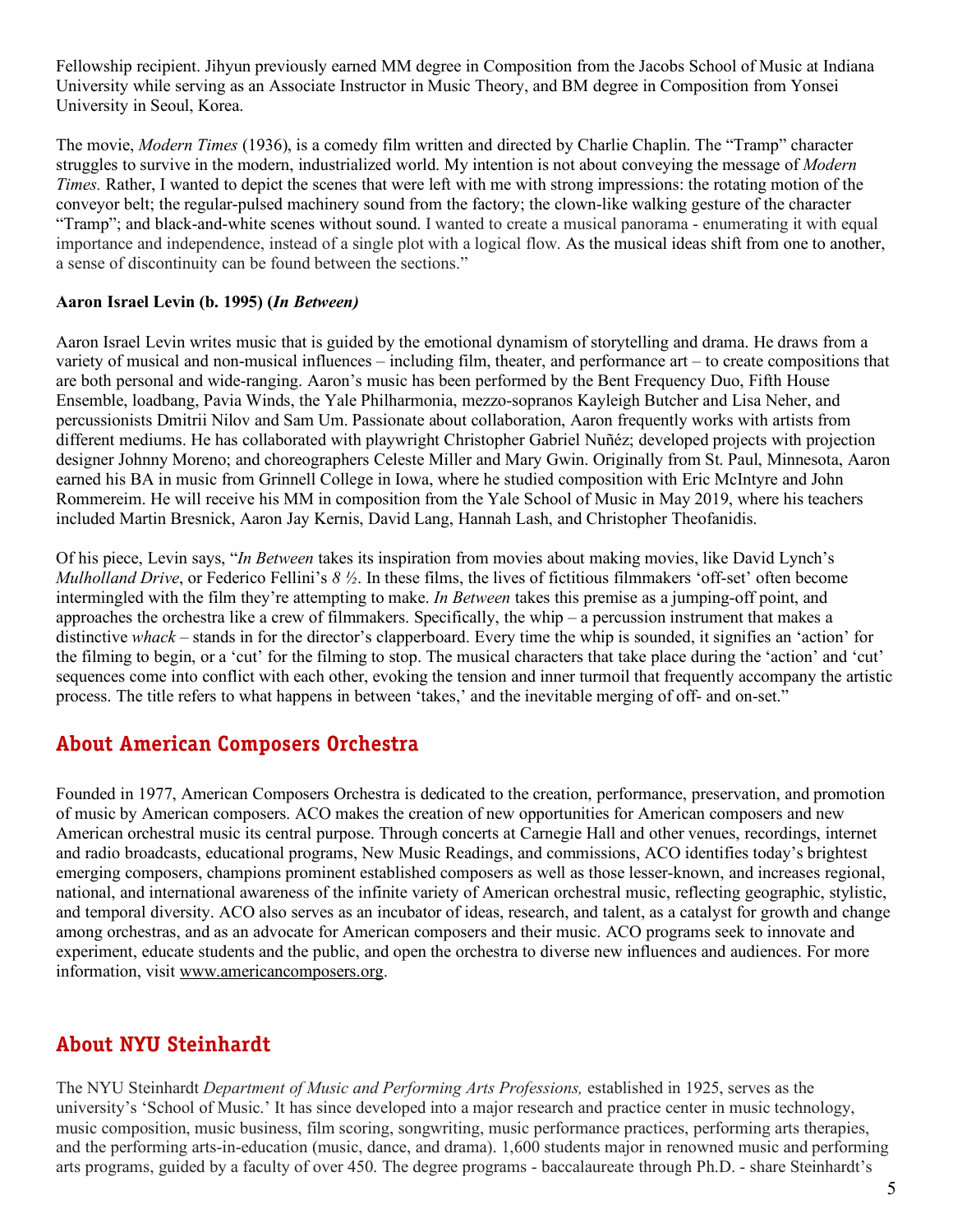Fellowship recipient. Jihyun previously earned MM degree in Composition from the Jacobs School of Music at Indiana University while serving as an Associate Instructor in Music Theory, and BM degree in Composition from Yonsei University in Seoul, Korea.

The movie, *Modern Times* (1936), is a comedy film written and directed by Charlie Chaplin. The "Tramp" character struggles to survive in the modern, industrialized world. My intention is not about conveying the message of *Modern Times.* Rather, I wanted to depict the scenes that were left with me with strong impressions: the rotating motion of the conveyor belt; the regular-pulsed machinery sound from the factory; the clown-like walking gesture of the character "Tramp"; and black-and-white scenes without sound. I wanted to create a musical panorama - enumerating it with equal importance and independence, instead of a single plot with a logical flow. As the musical ideas shift from one to another, a sense of discontinuity can be found between the sections."

**Aaron Israel Levin (b. 1995) (*In Between)***

Aaron Israel Levin writes music that is guided by the emotional dynamism of storytelling and drama. He draws from a variety of musical and non-musical influences – including film, theater, and performance art – to create compositions that are both personal and wide-ranging. Aaron's music has been performed by the Bent Frequency Duo, Fifth House Ensemble, loadbang, Pavia Winds, the Yale Philharmonia, mezzo-sopranos Kayleigh Butcher and Lisa Neher, and percussionists Dmitrii Nilov and Sam Um. Passionate about collaboration, Aaron frequently works with artists from different mediums. He has collaborated with playwright Christopher Gabriel Nuñéz; developed projects with projection designer Johnny Moreno; and choreographers Celeste Miller and Mary Gwin. Originally from St. Paul, Minnesota, Aaron earned his BA in music from Grinnell College in Iowa, where he studied composition with Eric McIntyre and John Rommereim. He will receive his MM in composition from the Yale School of Music in May 2019, where his teachers included Martin Bresnick, Aaron Jay Kernis, David Lang, Hannah Lash, and Christopher Theofanidis.

Of his piece, Levin says, "*In Between* takes its inspiration from movies about making movies, like David Lynch's *Mulholland Drive*, or Federico Fellini's *8 ½*. In these films, the lives of fictitious filmmakers 'off-set' often become intermingled with the film they're attempting to make. *In Between* takes this premise as a jumping-off point, and approaches the orchestra like a crew of filmmakers. Specifically, the whip – a percussion instrument that makes a distinctive *whack* – stands in for the director's clapperboard. Every time the whip is sounded, it signifies an 'action' for the filming to begin, or a 'cut' for the filming to stop. The musical characters that take place during the 'action' and 'cut' sequences come into conflict with each other, evoking the tension and inner turmoil that frequently accompany the artistic process. The title refers to what happens in between 'takes,' and the inevitable merging of off- and on-set."

## About American Composers Orchestra

Founded in 1977, American Composers Orchestra is dedicated to the creation, performance, preservation, and promotion of music by American composers. ACO makes the creation of new opportunities for American composers and new American orchestral music its central purpose. Through concerts at Carnegie Hall and other venues, recordings, internet and radio broadcasts, educational programs, New Music Readings, and commissions, ACO identifies today's brightest emerging composers, champions prominent established composers as well as those lesser-known, and increases regional, national, and international awareness of the infinite variety of American orchestral music, reflecting geographic, stylistic, and temporal diversity. ACO also serves as an incubator of ideas, research, and talent, as a catalyst for growth and change among orchestras, and as an advocate for American composers and their music. ACO programs seek to innovate and experiment, educate students and the public, and open the orchestra to diverse new influences and audiences. For more information, visit www.americancomposers.org.

## About NYU Steinhardt

The NYU Steinhardt *Department of Music and Performing Arts Professions,* established in 1925, serves as the university's 'School of Music.' It has since developed into a major research and practice center in music technology, music composition, music business, film scoring, songwriting, music performance practices, performing arts therapies, and the performing arts-in-education (music, dance, and drama). 1,600 students major in renowned music and performing arts programs, guided by a faculty of over 450. The degree programs - baccalaureate through Ph.D. - share Steinhardt's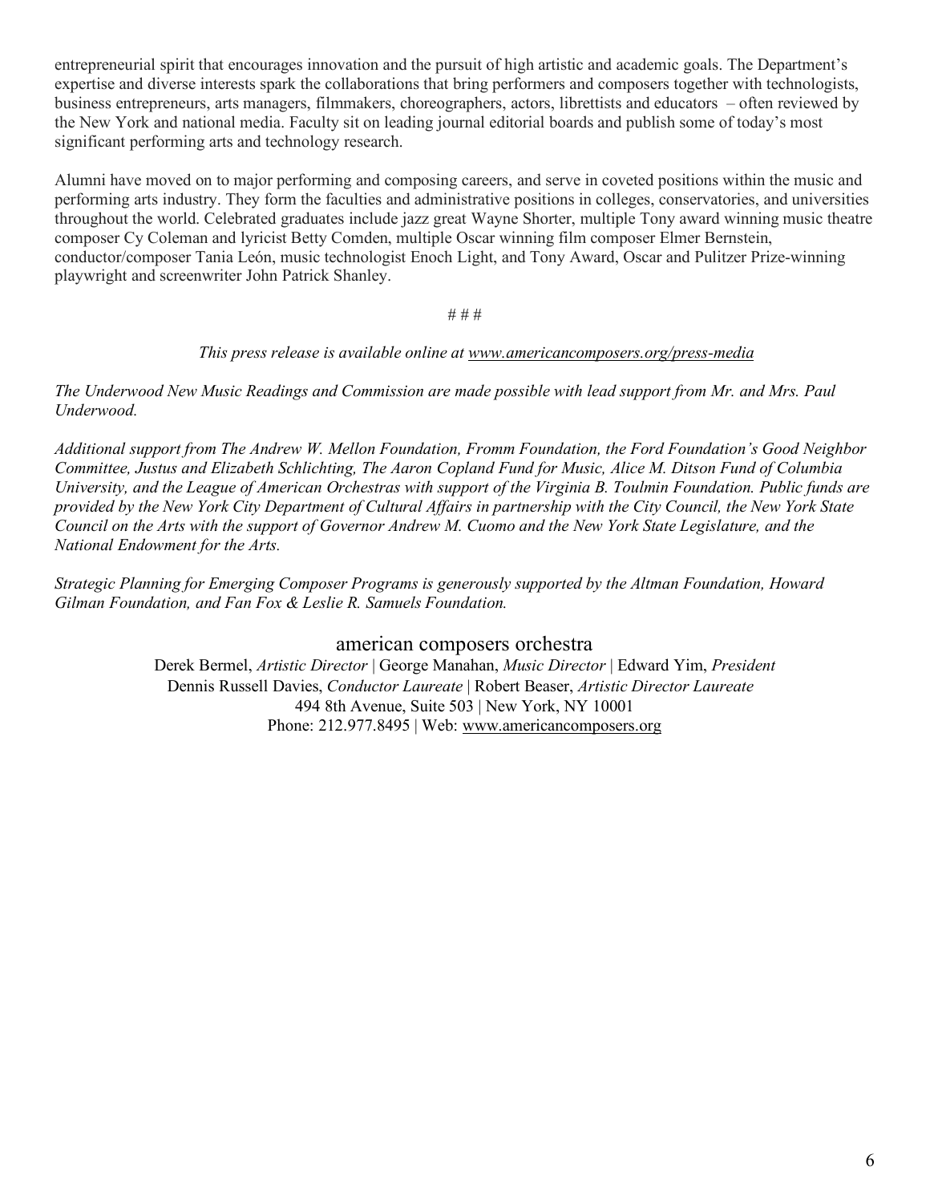entrepreneurial spirit that encourages innovation and the pursuit of high artistic and academic goals. The Department's expertise and diverse interests spark the collaborations that bring performers and composers together with technologists, business entrepreneurs, arts managers, filmmakers, choreographers, actors, librettists and educators – often reviewed by the New York and national media. Faculty sit on leading journal editorial boards and publish some of today's most significant performing arts and technology research.

Alumni have moved on to major performing and composing careers, and serve in coveted positions within the music and performing arts industry. They form the faculties and administrative positions in colleges, conservatories, and universities throughout the world. Celebrated graduates include jazz great Wayne Shorter, multiple Tony award winning music theatre composer Cy Coleman and lyricist Betty Comden, multiple Oscar winning film composer Elmer Bernstein, conductor/composer Tania León, music technologist Enoch Light, and Tony Award, Oscar and Pulitzer Prize-winning playwright and screenwriter John Patrick Shanley.

# # #

*This press release is available online at [www.americancomposers.org/press-media](www.americancomposers.org/press-media)*

*The Underwood New Music Readings and Commission are made possible with lead support from Mr. and Mrs. Paul Underwood.*

*Additional support from The Andrew W. Mellon Foundation, Fromm Foundation, the Ford Foundation's Good Neighbor Committee, Justus and Elizabeth Schlichting, The Aaron Copland Fund for Music, Alice M. Ditson Fund of Columbia University, and the League of American Orchestras with support of the Virginia B. Toulmin Foundation. Public funds are provided by the New York City Department of Cultural Affairs in partnership with the City Council, the New York State Council on the Arts with the support of Governor Andrew M. Cuomo and the New York State Legislature, and the National Endowment for the Arts.*

*Strategic Planning for Emerging Composer Programs is generously supported by the Altman Foundation, Howard Gilman Foundation, and Fan Fox & Leslie R. Samuels Foundation.*

american composers orchestra

Derek Bermel, *Artistic Director* | George Manahan, *Music Director* | Edward Yim, *President*
Dennis Russell Davies, *Conductor Laureate* | Robert Beaser, *Artistic Director Laureate*
494 8th Avenue, Suite 503 | New York, NY 10001
Phone: 212.977.8495 | Web: [www.americancomposers.org](www.americancomposers.org)